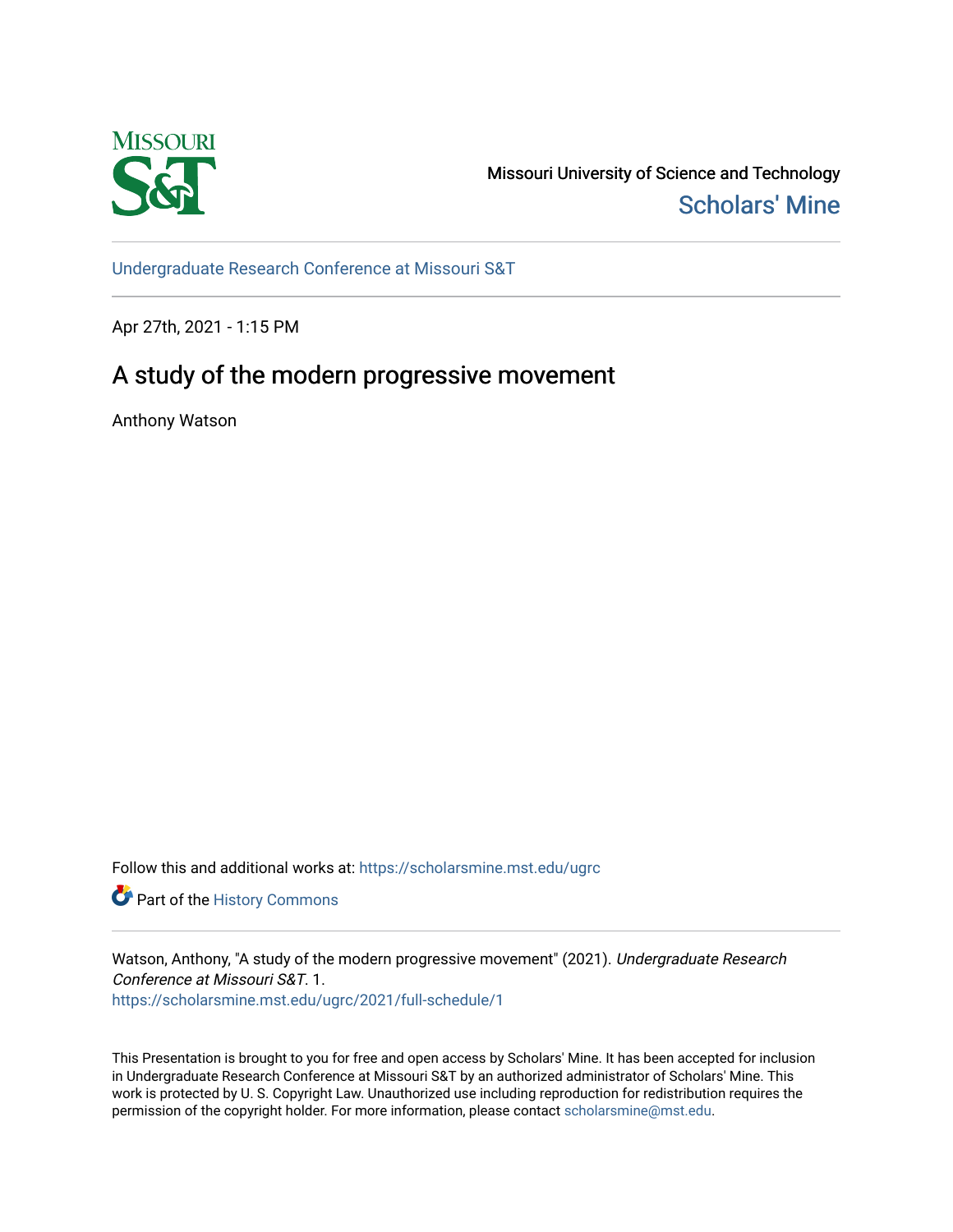Missouri University of Science and Technology
Scholars' Mine

Undergraduate Research Conference at Missouri S&T

Apr 27th, 2021 - 1:15 PM

# A study of the modern progressive movement

Anthony Watson

Follow this and additional works at: https://scholarsmine.mst.edu/ugrc

Part of the History Commons

Watson, Anthony, "A study of the modern progressive movement" (2021). *Undergraduate Research Conference at Missouri S&T*. 1.
https://scholarsmine.mst.edu/ugrc/2021/full-schedule/1

This Presentation is brought to you for free and open access by Scholars' Mine. It has been accepted for inclusion in Undergraduate Research Conference at Missouri S&T by an authorized administrator of Scholars' Mine. This work is protected by U. S. Copyright Law. Unauthorized use including reproduction for redistribution requires the permission of the copyright holder. For more information, please contact scholarsmine@mst.edu.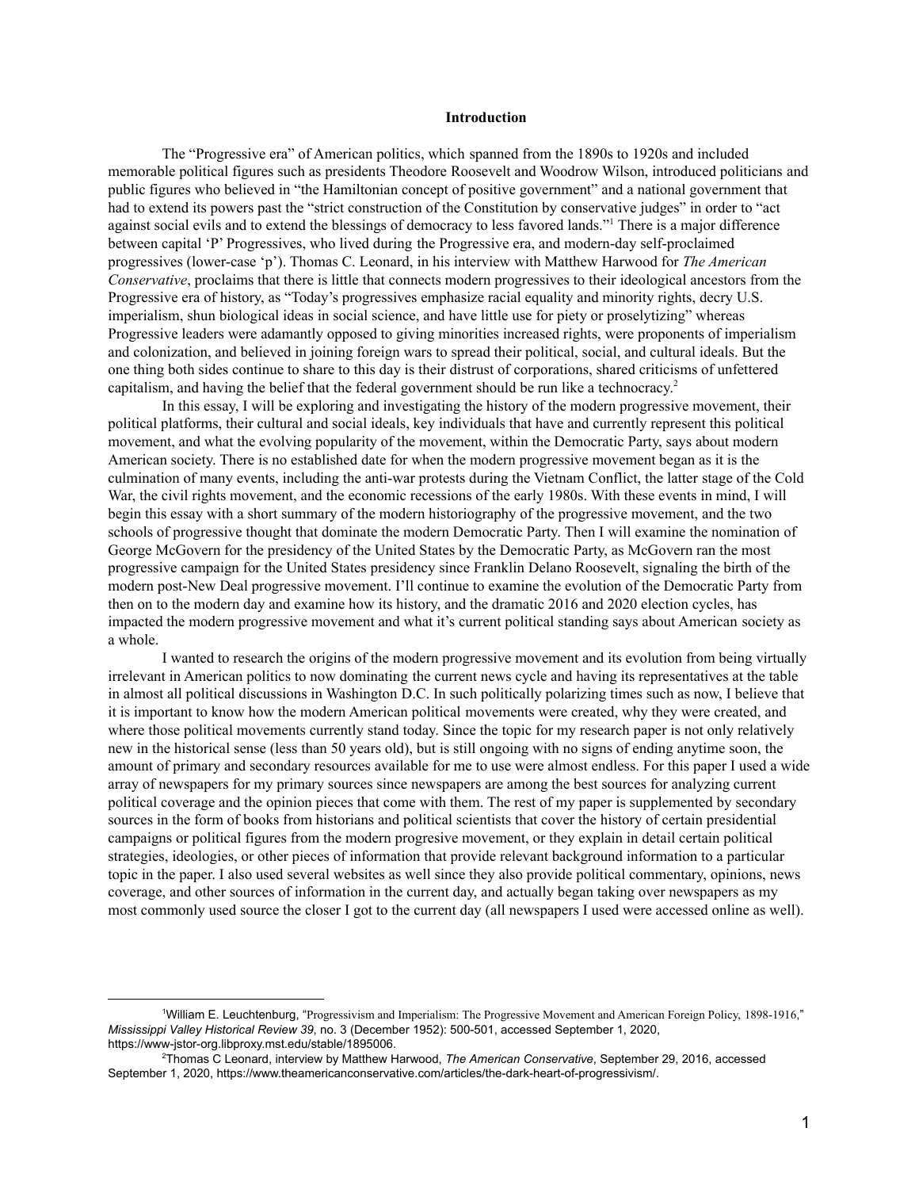## Introduction

The "Progressive era" of American politics, which spanned from the 1890s to 1920s and included memorable political figures such as presidents Theodore Roosevelt and Woodrow Wilson, introduced politicians and public figures who believed in "the Hamiltonian concept of positive government" and a national government that had to extend its powers past the "strict construction of the Constitution by conservative judges" in order to "act against social evils and to extend the blessings of democracy to less favored lands."[1] There is a major difference between capital 'P' Progressives, who lived during the Progressive era, and modern-day self-proclaimed progressives (lower-case 'p'). Thomas C. Leonard, in his interview with Matthew Harwood for *The American Conservative*, proclaims that there is little that connects modern progressives to their ideological ancestors from the Progressive era of history, as "Today's progressives emphasize racial equality and minority rights, decry U.S. imperialism, shun biological ideas in social science, and have little use for piety or proselytizing" whereas Progressive leaders were adamantly opposed to giving minorities increased rights, were proponents of imperialism and colonization, and believed in joining foreign wars to spread their political, social, and cultural ideals. But the one thing both sides continue to share to this day is their distrust of corporations, shared criticisms of unfettered capitalism, and having the belief that the federal government should be run like a technocracy.[2]

In this essay, I will be exploring and investigating the history of the modern progressive movement, their political platforms, their cultural and social ideals, key individuals that have and currently represent this political movement, and what the evolving popularity of the movement, within the Democratic Party, says about modern American society. There is no established date for when the modern progressive movement began as it is the culmination of many events, including the anti-war protests during the Vietnam Conflict, the latter stage of the Cold War, the civil rights movement, and the economic recessions of the early 1980s. With these events in mind, I will begin this essay with a short summary of the modern historiography of the progressive movement, and the two schools of progressive thought that dominate the modern Democratic Party. Then I will examine the nomination of George McGovern for the presidency of the United States by the Democratic Party, as McGovern ran the most progressive campaign for the United States presidency since Franklin Delano Roosevelt, signaling the birth of the modern post-New Deal progressive movement. I'll continue to examine the evolution of the Democratic Party from then on to the modern day and examine how its history, and the dramatic 2016 and 2020 election cycles, has impacted the modern progressive movement and what it's current political standing says about American society as a whole.

I wanted to research the origins of the modern progressive movement and its evolution from being virtually irrelevant in American politics to now dominating the current news cycle and having its representatives at the table in almost all political discussions in Washington D.C. In such politically polarizing times such as now, I believe that it is important to know how the modern American political movements were created, why they were created, and where those political movements currently stand today. Since the topic for my research paper is not only relatively new in the historical sense (less than 50 years old), but is still ongoing with no signs of ending anytime soon, the amount of primary and secondary resources available for me to use were almost endless. For this paper I used a wide array of newspapers for my primary sources since newspapers are among the best sources for analyzing current political coverage and the opinion pieces that come with them. The rest of my paper is supplemented by secondary sources in the form of books from historians and political scientists that cover the history of certain presidential campaigns or political figures from the modern progresive movement, or they explain in detail certain political strategies, ideologies, or other pieces of information that provide relevant background information to a particular topic in the paper. I also used several websites as well since they also provide political commentary, opinions, news coverage, and other sources of information in the current day, and actually began taking over newspapers as my most commonly used source the closer I got to the current day (all newspapers I used were accessed online as well).

---

[1] William E. Leuchtenburg, "Progressivism and Imperialism: The Progressive Movement and American Foreign Policy, 1898-1916," *Mississippi Valley Historical Review 39*, no. 3 (December 1952): 500-501, accessed September 1, 2020, https://www-jstor-org.libproxy.mst.edu/stable/1895006.

[2] Thomas C Leonard, interview by Matthew Harwood, *The American Conservative*, September 29, 2016, accessed September 1, 2020, https://www.theamericanconservative.com/articles/the-dark-heart-of-progressivism/.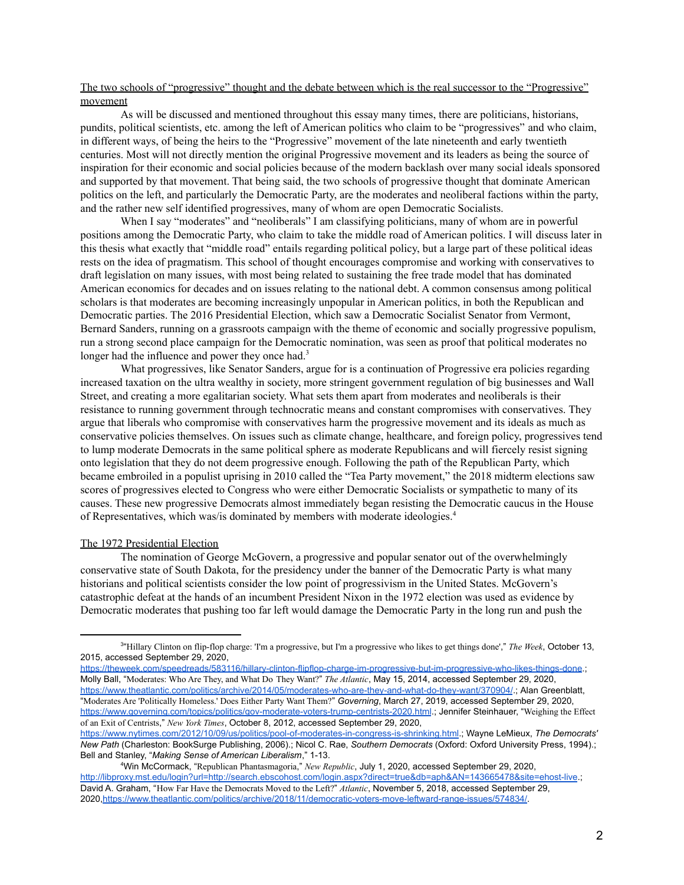The two schools of "progressive" thought and the debate between which is the real successor to the "Progressive" movement

As will be discussed and mentioned throughout this essay many times, there are politicians, historians, pundits, political scientists, etc. among the left of American politics who claim to be "progressives" and who claim, in different ways, of being the heirs to the "Progressive" movement of the late nineteenth and early twentieth centuries. Most will not directly mention the original Progressive movement and its leaders as being the source of inspiration for their economic and social policies because of the modern backlash over many social ideals sponsored and supported by that movement. That being said, the two schools of progressive thought that dominate American politics on the left, and particularly the Democratic Party, are the moderates and neoliberal factions within the party, and the rather new self identified progressives, many of whom are open Democratic Socialists.

When I say "moderates" and "neoliberals" I am classifying politicians, many of whom are in powerful positions among the Democratic Party, who claim to take the middle road of American politics. I will discuss later in this thesis what exactly that "middle road" entails regarding political policy, but a large part of these political ideas rests on the idea of pragmatism. This school of thought encourages compromise and working with conservatives to draft legislation on many issues, with most being related to sustaining the free trade model that has dominated American economics for decades and on issues relating to the national debt. A common consensus among political scholars is that moderates are becoming increasingly unpopular in American politics, in both the Republican and Democratic parties. The 2016 Presidential Election, which saw a Democratic Socialist Senator from Vermont, Bernard Sanders, running on a grassroots campaign with the theme of economic and socially progressive populism, run a strong second place campaign for the Democratic nomination, was seen as proof that political moderates no longer had the influence and power they once had.[3]

What progressives, like Senator Sanders, argue for is a continuation of Progressive era policies regarding increased taxation on the ultra wealthy in society, more stringent government regulation of big businesses and Wall Street, and creating a more egalitarian society. What sets them apart from moderates and neoliberals is their resistance to running government through technocratic means and constant compromises with conservatives. They argue that liberals who compromise with conservatives harm the progressive movement and its ideals as much as conservative policies themselves. On issues such as climate change, healthcare, and foreign policy, progressives tend to lump moderate Democrats in the same political sphere as moderate Republicans and will fiercely resist signing onto legislation that they do not deem progressive enough. Following the path of the Republican Party, which became embroiled in a populist uprising in 2010 called the "Tea Party movement," the 2018 midterm elections saw scores of progressives elected to Congress who were either Democratic Socialists or sympathetic to many of its causes. These new progressive Democrats almost immediately began resisting the Democratic caucus in the House of Representatives, which was/is dominated by members with moderate ideologies.[4]

The 1972 Presidential Election

The nomination of George McGovern, a progressive and popular senator out of the overwhelmingly conservative state of South Dakota, for the presidency under the banner of the Democratic Party is what many historians and political scientists consider the low point of progressivism in the United States. McGovern's catastrophic defeat at the hands of an incumbent President Nixon in the 1972 election was used as evidence by Democratic moderates that pushing too far left would damage the Democratic Party in the long run and push the

---

[3] "Hillary Clinton on flip-flop charge: 'I'm a progressive, but I'm a progressive who likes to get things done'," *The Week*, October 13, 2015, accessed September 29, 2020, https://theweek.com/speedreads/583116/hillary-clinton-flipflop-charge-im-progressive-but-im-progressive-who-likes-things-done.; Molly Ball, "Moderates: Who Are They, and What Do They Want?" *The Atlantic*, May 15, 2014, accessed September 29, 2020, https://www.theatlantic.com/politics/archive/2014/05/moderates-who-are-they-and-what-do-they-want/370904/.; Alan Greenblatt, "Moderates Are 'Politically Homeless.' Does Either Party Want Them?" *Governing*, March 27, 2019, accessed September 29, 2020, https://www.governing.com/topics/politics/gov-moderate-voters-trump-centrists-2020.html.; Jennifer Steinhauer, "Weighing the Effect of an Exit of Centrists," *New York Times*, October 8, 2012, accessed September 29, 2020, https://www.nytimes.com/2012/10/09/us/politics/pool-of-moderates-in-congress-is-shrinking.html.; Wayne LeMieux, *The Democrats' New Path* (Charleston: BookSurge Publishing, 2006).; Nicol C. Rae, *Southern Democrats* (Oxford: Oxford University Press, 1994).; Bell and Stanley, "*Making Sense of American Liberalism*," 1-13.

[4] Win McCormack, "Republican Phantasmagoria," *New Republic*, July 1, 2020, accessed September 29, 2020, http://libproxy.mst.edu/login?url=http://search.ebscohost.com/login.aspx?direct=true&db=aph&AN=143665478&site=ehost-live.; David A. Graham, "How Far Have the Democrats Moved to the Left?" *Atlantic*, November 5, 2018, accessed September 29, 2020, https://www.theatlantic.com/politics/archive/2018/11/democratic-voters-move-leftward-range-issues/574834/.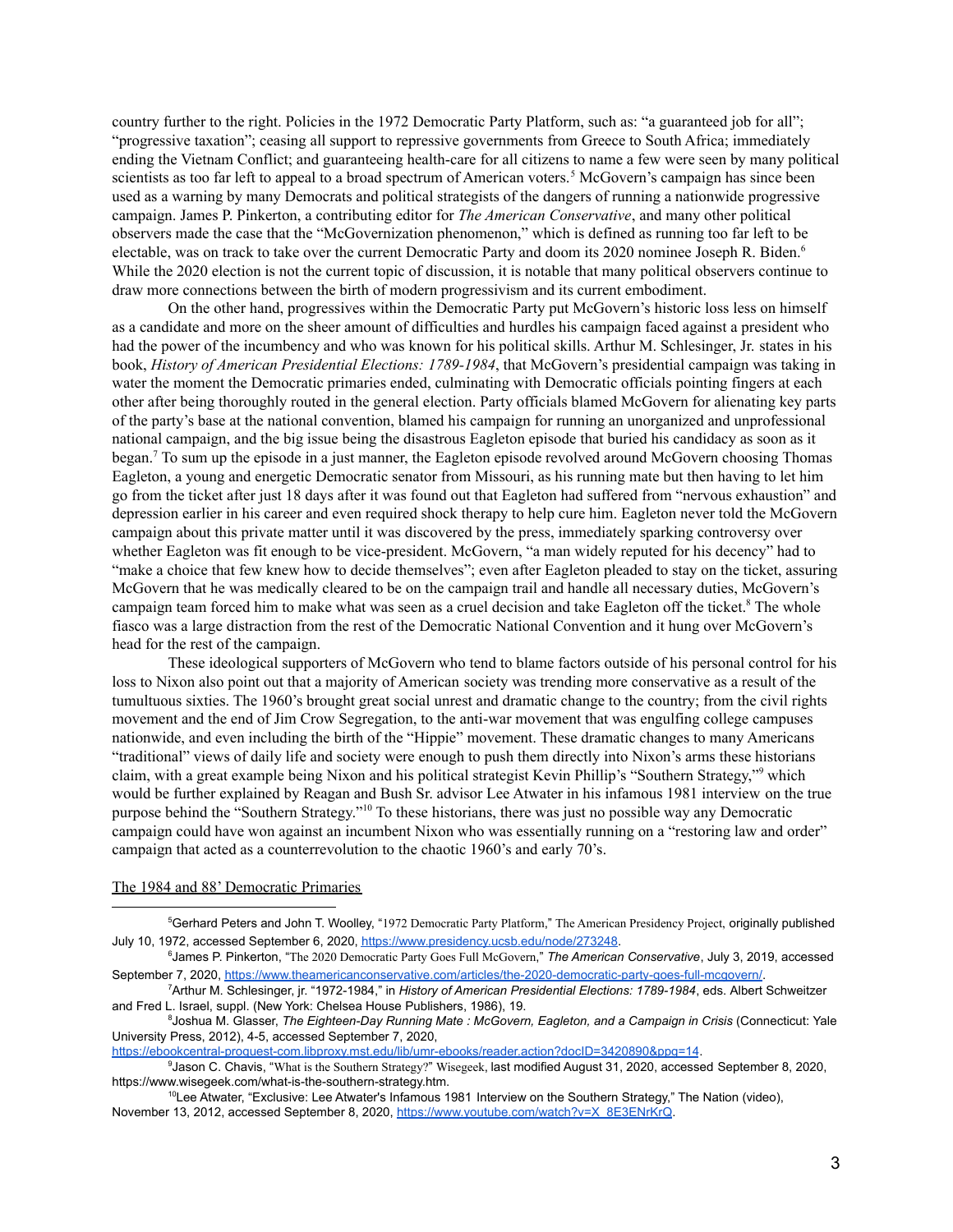country further to the right. Policies in the 1972 Democratic Party Platform, such as: "a guaranteed job for all"; "progressive taxation"; ceasing all support to repressive governments from Greece to South Africa; immediately ending the Vietnam Conflict; and guaranteeing health-care for all citizens to name a few were seen by many political scientists as too far left to appeal to a broad spectrum of American voters.[5] McGovern's campaign has since been used as a warning by many Democrats and political strategists of the dangers of running a nationwide progressive campaign. James P. Pinkerton, a contributing editor for *The American Conservative*, and many other political observers made the case that the "McGovernization phenomenon," which is defined as running too far left to be electable, was on track to take over the current Democratic Party and doom its 2020 nominee Joseph R. Biden.[6] While the 2020 election is not the current topic of discussion, it is notable that many political observers continue to draw more connections between the birth of modern progressivism and its current embodiment.

On the other hand, progressives within the Democratic Party put McGovern's historic loss less on himself as a candidate and more on the sheer amount of difficulties and hurdles his campaign faced against a president who had the power of the incumbency and who was known for his political skills. Arthur M. Schlesinger, Jr. states in his book, *History of American Presidential Elections: 1789-1984*, that McGovern's presidential campaign was taking in water the moment the Democratic primaries ended, culminating with Democratic officials pointing fingers at each other after being thoroughly routed in the general election. Party officials blamed McGovern for alienating key parts of the party's base at the national convention, blamed his campaign for running an unorganized and unprofessional national campaign, and the big issue being the disastrous Eagleton episode that buried his candidacy as soon as it began.[7] To sum up the episode in a just manner, the Eagleton episode revolved around McGovern choosing Thomas Eagleton, a young and energetic Democratic senator from Missouri, as his running mate but then having to let him go from the ticket after just 18 days after it was found out that Eagleton had suffered from "nervous exhaustion" and depression earlier in his career and even required shock therapy to help cure him. Eagleton never told the McGovern campaign about this private matter until it was discovered by the press, immediately sparking controversy over whether Eagleton was fit enough to be vice-president. McGovern, "a man widely reputed for his decency" had to "make a choice that few knew how to decide themselves"; even after Eagleton pleaded to stay on the ticket, assuring McGovern that he was medically cleared to be on the campaign trail and handle all necessary duties, McGovern's campaign team forced him to make what was seen as a cruel decision and take Eagleton off the ticket.[8] The whole fiasco was a large distraction from the rest of the Democratic National Convention and it hung over McGovern's head for the rest of the campaign.

These ideological supporters of McGovern who tend to blame factors outside of his personal control for his loss to Nixon also point out that a majority of American society was trending more conservative as a result of the tumultuous sixties. The 1960's brought great social unrest and dramatic change to the country; from the civil rights movement and the end of Jim Crow Segregation, to the anti-war movement that was engulfing college campuses nationwide, and even including the birth of the "Hippie" movement. These dramatic changes to many Americans "traditional" views of daily life and society were enough to push them directly into Nixon's arms these historians claim, with a great example being Nixon and his political strategist Kevin Phillip's "Southern Strategy,"[9] which would be further explained by Reagan and Bush Sr. advisor Lee Atwater in his infamous 1981 interview on the true purpose behind the "Southern Strategy."[10] To these historians, there was just no possible way any Democratic campaign could have won against an incumbent Nixon who was essentially running on a "restoring law and order" campaign that acted as a counterrevolution to the chaotic 1960's and early 70's.

## The 1984 and 88' Democratic Primaries

---

[5] Gerhard Peters and John T. Woolley, "1972 Democratic Party Platform," The American Presidency Project, originally published July 10, 1972, accessed September 6, 2020, https://www.presidency.ucsb.edu/node/273248.

[6] James P. Pinkerton, "The 2020 Democratic Party Goes Full McGovern," *The American Conservative*, July 3, 2019, accessed September 7, 2020, https://www.theamericanconservative.com/articles/the-2020-democratic-party-goes-full-mcgovern/.

[7] Arthur M. Schlesinger, jr. "1972-1984," in *History of American Presidential Elections: 1789-1984*, eds. Albert Schweitzer and Fred L. Israel, suppl. (New York: Chelsea House Publishers, 1986), 19.

[8] Joshua M. Glasser, *The Eighteen-Day Running Mate : McGovern, Eagleton, and a Campaign in Crisis* (Connecticut: Yale University Press, 2012), 4-5, accessed September 7, 2020, https://ebookcentral-proquest-com.libproxy.mst.edu/lib/umr-ebooks/reader.action?docID=3420890&ppg=14.

[9] Jason C. Chavis, "What is the Southern Strategy?" Wisegeek, last modified August 31, 2020, accessed September 8, 2020, https://www.wisegeek.com/what-is-the-southern-strategy.htm.

[10] Lee Atwater, "Exclusive: Lee Atwater's Infamous 1981 Interview on the Southern Strategy," The Nation (video), November 13, 2012, accessed September 8, 2020, https://www.youtube.com/watch?v=X_8E3ENrKrQ.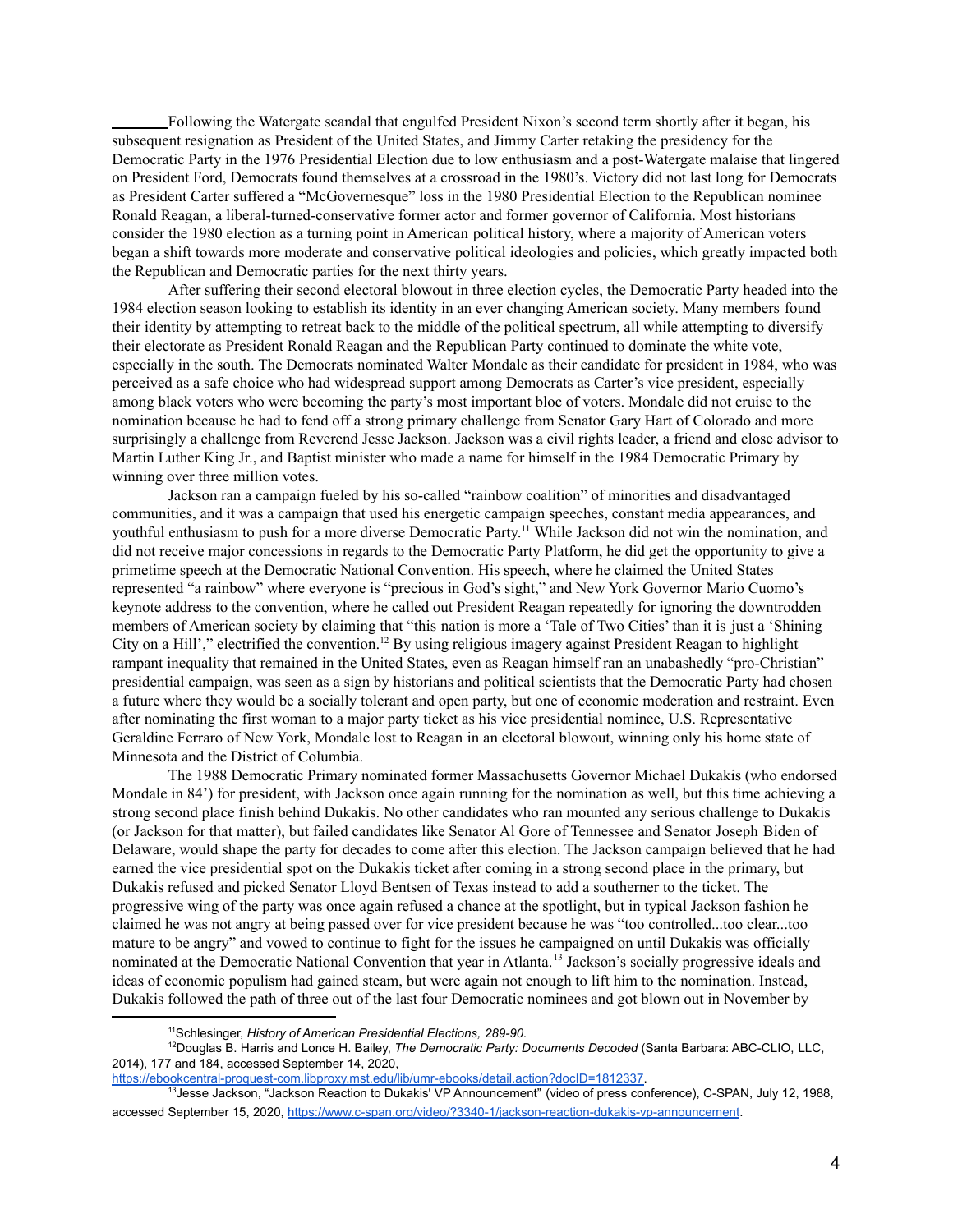Following the Watergate scandal that engulfed President Nixon's second term shortly after it began, his subsequent resignation as President of the United States, and Jimmy Carter retaking the presidency for the Democratic Party in the 1976 Presidential Election due to low enthusiasm and a post-Watergate malaise that lingered on President Ford, Democrats found themselves at a crossroad in the 1980's. Victory did not last long for Democrats as President Carter suffered a "McGovernesque" loss in the 1980 Presidential Election to the Republican nominee Ronald Reagan, a liberal-turned-conservative former actor and former governor of California. Most historians consider the 1980 election as a turning point in American political history, where a majority of American voters began a shift towards more moderate and conservative political ideologies and policies, which greatly impacted both the Republican and Democratic parties for the next thirty years.

After suffering their second electoral blowout in three election cycles, the Democratic Party headed into the 1984 election season looking to establish its identity in an ever changing American society. Many members found their identity by attempting to retreat back to the middle of the political spectrum, all while attempting to diversify their electorate as President Ronald Reagan and the Republican Party continued to dominate the white vote, especially in the south. The Democrats nominated Walter Mondale as their candidate for president in 1984, who was perceived as a safe choice who had widespread support among Democrats as Carter's vice president, especially among black voters who were becoming the party's most important bloc of voters. Mondale did not cruise to the nomination because he had to fend off a strong primary challenge from Senator Gary Hart of Colorado and more surprisingly a challenge from Reverend Jesse Jackson. Jackson was a civil rights leader, a friend and close advisor to Martin Luther King Jr., and Baptist minister who made a name for himself in the 1984 Democratic Primary by winning over three million votes.

Jackson ran a campaign fueled by his so-called "rainbow coalition" of minorities and disadvantaged communities, and it was a campaign that used his energetic campaign speeches, constant media appearances, and youthful enthusiasm to push for a more diverse Democratic Party.[11] While Jackson did not win the nomination, and did not receive major concessions in regards to the Democratic Party Platform, he did get the opportunity to give a primetime speech at the Democratic National Convention. His speech, where he claimed the United States represented "a rainbow" where everyone is "precious in God's sight," and New York Governor Mario Cuomo's keynote address to the convention, where he called out President Reagan repeatedly for ignoring the downtrodden members of American society by claiming that "this nation is more a 'Tale of Two Cities' than it is just a 'Shining City on a Hill'," electrified the convention.[12] By using religious imagery against President Reagan to highlight rampant inequality that remained in the United States, even as Reagan himself ran an unabashedly "pro-Christian" presidential campaign, was seen as a sign by historians and political scientists that the Democratic Party had chosen a future where they would be a socially tolerant and open party, but one of economic moderation and restraint. Even after nominating the first woman to a major party ticket as his vice presidential nominee, U.S. Representative Geraldine Ferraro of New York, Mondale lost to Reagan in an electoral blowout, winning only his home state of Minnesota and the District of Columbia.

The 1988 Democratic Primary nominated former Massachusetts Governor Michael Dukakis (who endorsed Mondale in 84') for president, with Jackson once again running for the nomination as well, but this time achieving a strong second place finish behind Dukakis. No other candidates who ran mounted any serious challenge to Dukakis (or Jackson for that matter), but failed candidates like Senator Al Gore of Tennessee and Senator Joseph Biden of Delaware, would shape the party for decades to come after this election. The Jackson campaign believed that he had earned the vice presidential spot on the Dukakis ticket after coming in a strong second place in the primary, but Dukakis refused and picked Senator Lloyd Bentsen of Texas instead to add a southerner to the ticket. The progressive wing of the party was once again refused a chance at the spotlight, but in typical Jackson fashion he claimed he was not angry at being passed over for vice president because he was "too controlled...too clear...too mature to be angry" and vowed to continue to fight for the issues he campaigned on until Dukakis was officially nominated at the Democratic National Convention that year in Atlanta.[13] Jackson's socially progressive ideals and ideas of economic populism had gained steam, but were again not enough to lift him to the nomination. Instead, Dukakis followed the path of three out of the last four Democratic nominees and got blown out in November by

---

[11] Schlesinger, *History of American Presidential Elections, 289-90.*

[12] Douglas B. Harris and Lonce H. Bailey, *The Democratic Party: Documents Decoded* (Santa Barbara: ABC-CLIO, LLC, 2014), 177 and 184, accessed September 14, 2020, https://ebookcentral-proquest-com.libproxy.mst.edu/lib/umr-ebooks/detail.action?docID=1812337.

[13] Jesse Jackson, "Jackson Reaction to Dukakis' VP Announcement" (video of press conference), C-SPAN, July 12, 1988, accessed September 15, 2020, https://www.c-span.org/video/?3340-1/jackson-reaction-dukakis-vp-announcement.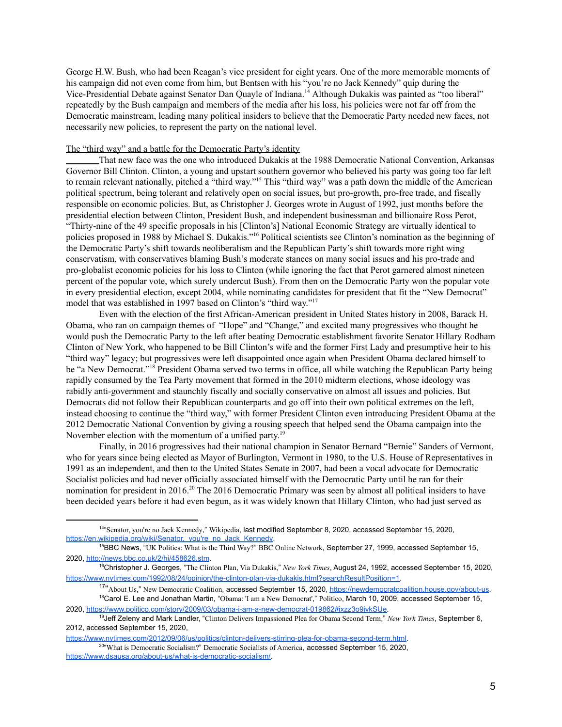George H.W. Bush, who had been Reagan's vice president for eight years. One of the more memorable moments of his campaign did not even come from him, but Bentsen with his "you're no Jack Kennedy" quip during the Vice-Presidential Debate against Senator Dan Quayle of Indiana.[14] Although Dukakis was painted as "too liberal" repeatedly by the Bush campaign and members of the media after his loss, his policies were not far off from the Democratic mainstream, leading many political insiders to believe that the Democratic Party needed new faces, not necessarily new policies, to represent the party on the national level.

The "third way" and a battle for the Democratic Party's identity

That new face was the one who introduced Dukakis at the 1988 Democratic National Convention, Arkansas Governor Bill Clinton. Clinton, a young and upstart southern governor who believed his party was going too far left to remain relevant nationally, pitched a "third way."[15] This "third way" was a path down the middle of the American political spectrum, being tolerant and relatively open on social issues, but pro-growth, pro-free trade, and fiscally responsible on economic policies. But, as Christopher J. Georges wrote in August of 1992, just months before the presidential election between Clinton, President Bush, and independent businessman and billionaire Ross Perot, "Thirty-nine of the 49 specific proposals in his [Clinton's] National Economic Strategy are virtually identical to policies proposed in 1988 by Michael S. Dukakis."[16] Political scientists see Clinton's nomination as the beginning of the Democratic Party's shift towards neoliberalism and the Republican Party's shift towards more right wing conservatism, with conservatives blaming Bush's moderate stances on many social issues and his pro-trade and pro-globalist economic policies for his loss to Clinton (while ignoring the fact that Perot garnered almost nineteen percent of the popular vote, which surely undercut Bush). From then on the Democratic Party won the popular vote in every presidential election, except 2004, while nominating candidates for president that fit the "New Democrat" model that was established in 1997 based on Clinton's "third way."[17]

Even with the election of the first African-American president in United States history in 2008, Barack H. Obama, who ran on campaign themes of "Hope" and "Change," and excited many progressives who thought he would push the Democratic Party to the left after beating Democratic establishment favorite Senator Hillary Rodham Clinton of New York, who happened to be Bill Clinton's wife and the former First Lady and presumptive heir to his "third way" legacy; but progressives were left disappointed once again when President Obama declared himself to be "a New Democrat."[18] President Obama served two terms in office, all while watching the Republican Party being rapidly consumed by the Tea Party movement that formed in the 2010 midterm elections, whose ideology was rabidly anti-government and staunchly fiscally and socially conservative on almost all issues and policies. But Democrats did not follow their Republican counterparts and go off into their own political extremes on the left, instead choosing to continue the "third way," with former President Clinton even introducing President Obama at the 2012 Democratic National Convention by giving a rousing speech that helped send the Obama campaign into the November election with the momentum of a unified party.[19]

Finally, in 2016 progressives had their national champion in Senator Bernard "Bernie" Sanders of Vermont, who for years since being elected as Mayor of Burlington, Vermont in 1980, to the U.S. House of Representatives in 1991 as an independent, and then to the United States Senate in 2007, had been a vocal advocate for Democratic Socialist policies and had never officially associated himself with the Democratic Party until he ran for their nomination for president in 2016.[20] The 2016 Democratic Primary was seen by almost all political insiders to have been decided years before it had even begun, as it was widely known that Hillary Clinton, who had just served as

---

[14] "Senator, you're no Jack Kennedy," Wikipedia, last modified September 8, 2020, accessed September 15, 2020, https://en.wikipedia.org/wiki/Senator,_you're_no_Jack_Kennedy.

[15] BBC News, "UK Politics: What is the Third Way?" BBC Online Network, September 27, 1999, accessed September 15, 2020, http://news.bbc.co.uk/2/hi/458626.stm.

[16] Christopher J. Georges, "The Clinton Plan, Via Dukakis," *New York Times*, August 24, 1992, accessed September 15, 2020, https://www.nytimes.com/1992/08/24/opinion/the-clinton-plan-via-dukakis.html?searchResultPosition=1.

[17] "About Us," New Democrat Coalition, accessed September 15, 2020, https://newdemocratcoalition.house.gov/about-us.

[18] Carol E. Lee and Jonathan Martin, "Obama: 'I am a New Democrat'," Politico, March 10, 2009, accessed September 15, 2020, https://www.politico.com/story/2009/03/obama-i-am-a-new-democrat-019862#ixzz3o9jykSUe.

[19] Jeff Zeleny and Mark Landler, "Clinton Delivers Impassioned Plea for Obama Second Term," *New York Times*, September 6, 2012, accessed September 15, 2020, https://www.nytimes.com/2012/09/06/us/politics/clinton-delivers-stirring-plea-for-obama-second-term.html.

[20] "What is Democratic Socialism?" Democratic Socialists of America, accessed September 15, 2020, https://www.dsausa.org/about-us/what-is-democratic-socialism/.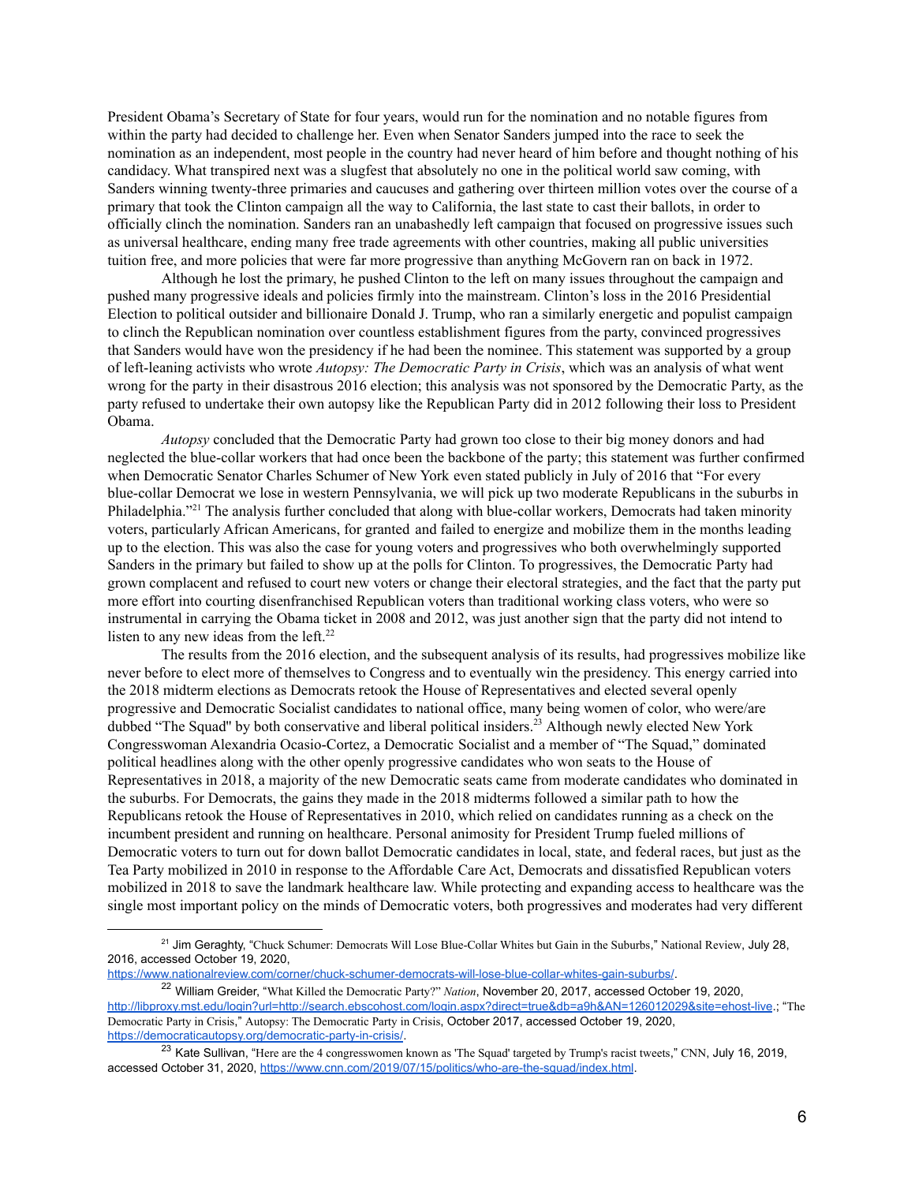President Obama's Secretary of State for four years, would run for the nomination and no notable figures from within the party had decided to challenge her. Even when Senator Sanders jumped into the race to seek the nomination as an independent, most people in the country had never heard of him before and thought nothing of his candidacy. What transpired next was a slugfest that absolutely no one in the political world saw coming, with Sanders winning twenty-three primaries and caucuses and gathering over thirteen million votes over the course of a primary that took the Clinton campaign all the way to California, the last state to cast their ballots, in order to officially clinch the nomination. Sanders ran an unabashedly left campaign that focused on progressive issues such as universal healthcare, ending many free trade agreements with other countries, making all public universities tuition free, and more policies that were far more progressive than anything McGovern ran on back in 1972.

Although he lost the primary, he pushed Clinton to the left on many issues throughout the campaign and pushed many progressive ideals and policies firmly into the mainstream. Clinton's loss in the 2016 Presidential Election to political outsider and billionaire Donald J. Trump, who ran a similarly energetic and populist campaign to clinch the Republican nomination over countless establishment figures from the party, convinced progressives that Sanders would have won the presidency if he had been the nominee. This statement was supported by a group of left-leaning activists who wrote *Autopsy: The Democratic Party in Crisis*, which was an analysis of what went wrong for the party in their disastrous 2016 election; this analysis was not sponsored by the Democratic Party, as the party refused to undertake their own autopsy like the Republican Party did in 2012 following their loss to President Obama.

*Autopsy* concluded that the Democratic Party had grown too close to their big money donors and had neglected the blue-collar workers that had once been the backbone of the party; this statement was further confirmed when Democratic Senator Charles Schumer of New York even stated publicly in July of 2016 that "For every blue-collar Democrat we lose in western Pennsylvania, we will pick up two moderate Republicans in the suburbs in Philadelphia."[21] The analysis further concluded that along with blue-collar workers, Democrats had taken minority voters, particularly African Americans, for granted and failed to energize and mobilize them in the months leading up to the election. This was also the case for young voters and progressives who both overwhelmingly supported Sanders in the primary but failed to show up at the polls for Clinton. To progressives, the Democratic Party had grown complacent and refused to court new voters or change their electoral strategies, and the fact that the party put more effort into courting disenfranchised Republican voters than traditional working class voters, who were so instrumental in carrying the Obama ticket in 2008 and 2012, was just another sign that the party did not intend to listen to any new ideas from the left.[22]

The results from the 2016 election, and the subsequent analysis of its results, had progressives mobilize like never before to elect more of themselves to Congress and to eventually win the presidency. This energy carried into the 2018 midterm elections as Democrats retook the House of Representatives and elected several openly progressive and Democratic Socialist candidates to national office, many being women of color, who were/are dubbed "The Squad" by both conservative and liberal political insiders.[23] Although newly elected New York Congresswoman Alexandria Ocasio-Cortez, a Democratic Socialist and a member of "The Squad," dominated political headlines along with the other openly progressive candidates who won seats to the House of Representatives in 2018, a majority of the new Democratic seats came from moderate candidates who dominated in the suburbs. For Democrats, the gains they made in the 2018 midterms followed a similar path to how the Republicans retook the House of Representatives in 2010, which relied on candidates running as a check on the incumbent president and running on healthcare. Personal animosity for President Trump fueled millions of Democratic voters to turn out for down ballot Democratic candidates in local, state, and federal races, but just as the Tea Party mobilized in 2010 in response to the Affordable Care Act, Democrats and dissatisfied Republican voters mobilized in 2018 to save the landmark healthcare law. While protecting and expanding access to healthcare was the single most important policy on the minds of Democratic voters, both progressives and moderates had very different

---

[21] Jim Geraghty, "Chuck Schumer: Democrats Will Lose Blue-Collar Whites but Gain in the Suburbs," National Review, July 28, 2016, accessed October 19, 2020, https://www.nationalreview.com/corner/chuck-schumer-democrats-will-lose-blue-collar-whites-gain-suburbs/.

[22] William Greider, "What Killed the Democratic Party?" *Nation*, November 20, 2017, accessed October 19, 2020, http://libproxy.mst.edu/login?url=http://search.ebscohost.com/login.aspx?direct=true&db=a9h&AN=126012029&site=ehost-live.; "The Democratic Party in Crisis," Autopsy: The Democratic Party in Crisis, October 2017, accessed October 19, 2020, https://democraticautopsy.org/democratic-party-in-crisis/.

[23] Kate Sullivan, "Here are the 4 congresswomen known as 'The Squad' targeted by Trump's racist tweets," CNN, July 16, 2019, accessed October 31, 2020, https://www.cnn.com/2019/07/15/politics/who-are-the-squad/index.html.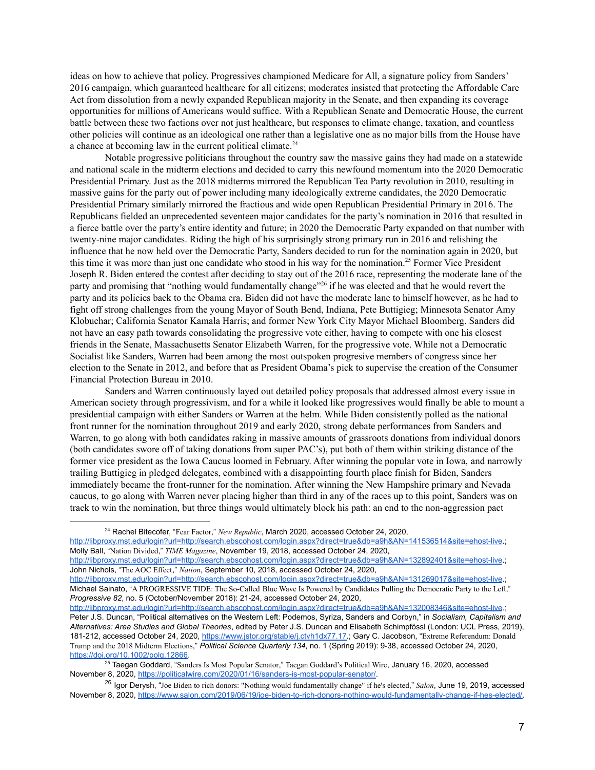ideas on how to achieve that policy. Progressives championed Medicare for All, a signature policy from Sanders' 2016 campaign, which guaranteed healthcare for all citizens; moderates insisted that protecting the Affordable Care Act from dissolution from a newly expanded Republican majority in the Senate, and then expanding its coverage opportunities for millions of Americans would suffice. With a Republican Senate and Democratic House, the current battle between these two factions over not just healthcare, but responses to climate change, taxation, and countless other policies will continue as an ideological one rather than a legislative one as no major bills from the House have a chance at becoming law in the current political climate.[24]

Notable progressive politicians throughout the country saw the massive gains they had made on a statewide and national scale in the midterm elections and decided to carry this newfound momentum into the 2020 Democratic Presidential Primary. Just as the 2018 midterms mirrored the Republican Tea Party revolution in 2010, resulting in massive gains for the party out of power including many ideologically extreme candidates, the 2020 Democratic Presidential Primary similarly mirrored the fractious and wide open Republican Presidential Primary in 2016. The Republicans fielded an unprecedented seventeen major candidates for the party's nomination in 2016 that resulted in a fierce battle over the party's entire identity and future; in 2020 the Democratic Party expanded on that number with twenty-nine major candidates. Riding the high of his surprisingly strong primary run in 2016 and relishing the influence that he now held over the Democratic Party, Sanders decided to run for the nomination again in 2020, but this time it was more than just one candidate who stood in his way for the nomination.[25] Former Vice President Joseph R. Biden entered the contest after deciding to stay out of the 2016 race, representing the moderate lane of the party and promising that "nothing would fundamentally change"[26] if he was elected and that he would revert the party and its policies back to the Obama era. Biden did not have the moderate lane to himself however, as he had to fight off strong challenges from the young Mayor of South Bend, Indiana, Pete Buttigieg; Minnesota Senator Amy Klobuchar; California Senator Kamala Harris; and former New York City Mayor Michael Bloomberg. Sanders did not have an easy path towards consolidating the progressive vote either, having to compete with one his closest friends in the Senate, Massachusetts Senator Elizabeth Warren, for the progressive vote. While not a Democratic Socialist like Sanders, Warren had been among the most outspoken progresive members of congress since her election to the Senate in 2012, and before that as President Obama's pick to supervise the creation of the Consumer Financial Protection Bureau in 2010.

Sanders and Warren continuously layed out detailed policy proposals that addressed almost every issue in American society through progressivism, and for a while it looked like progressives would finally be able to mount a presidential campaign with either Sanders or Warren at the helm. While Biden consistently polled as the national front runner for the nomination throughout 2019 and early 2020, strong debate performances from Sanders and Warren, to go along with both candidates raking in massive amounts of grassroots donations from individual donors (both candidates swore off of taking donations from super PAC's), put both of them within striking distance of the former vice president as the Iowa Caucus loomed in February. After winning the popular vote in Iowa, and narrowly trailing Buttigieg in pledged delegates, combined with a disappointing fourth place finish for Biden, Sanders immediately became the front-runner for the nomination. After winning the New Hampshire primary and Nevada caucus, to go along with Warren never placing higher than third in any of the races up to this point, Sanders was on track to win the nomination, but three things would ultimately block his path: an end to the non-aggression pact

---

[24] Rachel Bitecofer, "Fear Factor," *New Republic*, March 2020, accessed October 24, 2020, http://libproxy.mst.edu/login?url=http://search.ebscohost.com/login.aspx?direct=true&db=a9h&AN=141536514&site=ehost-live.; Molly Ball, "Nation Divided," *TIME Magazine*, November 19, 2018, accessed October 24, 2020, http://libproxy.mst.edu/login?url=http://search.ebscohost.com/login.aspx?direct=true&db=a9h&AN=132892401&site=ehost-live.; John Nichols, "The AOC Effect," *Nation*, September 10, 2018, accessed October 24, 2020, http://libproxy.mst.edu/login?url=http://search.ebscohost.com/login.aspx?direct=true&db=a9h&AN=131269017&site=ehost-live.; Michael Sainato, "A PROGRESSIVE TIDE: The So-Called Blue Wave Is Powered by Candidates Pulling the Democratic Party to the Left," *Progressive 82*, no. 5 (October/November 2018): 21-24, accessed October 24, 2020, http://libproxy.mst.edu/login?url=http://search.ebscohost.com/login.aspx?direct=true&db=a9h&AN=132008346&site=ehost-live.; Peter J.S. Duncan, "Political alternatives on the Western Left: Podemos, Syriza, Sanders and Corbyn," in *Socialism, Capitalism and Alternatives: Area Studies and Global Theories*, edited by Peter J.S. Duncan and Elisabeth Schimpfössl (London: UCL Press, 2019), 181-212, accessed October 24, 2020, https://www.jstor.org/stable/j.ctvh1dx77.17.; Gary C. Jacobson, "Extreme Referendum: Donald Trump and the 2018 Midterm Elections," *Political Science Quarterly 134*, no. 1 (Spring 2019): 9-38, accessed October 24, 2020, https://doi.org/10.1002/polq.12866.

[25] Taegan Goddard, "Sanders Is Most Popular Senator," Taegan Goddard's Political Wire, January 16, 2020, accessed November 8, 2020, https://politicalwire.com/2020/01/16/sanders-is-most-popular-senator/.

[26] Igor Derysh, "Joe Biden to rich donors: "Nothing would fundamentally change" if he's elected," *Salon*, June 19, 2019, accessed November 8, 2020, https://www.salon.com/2019/06/19/joe-biden-to-rich-donors-nothing-would-fundamentally-change-if-hes-elected/.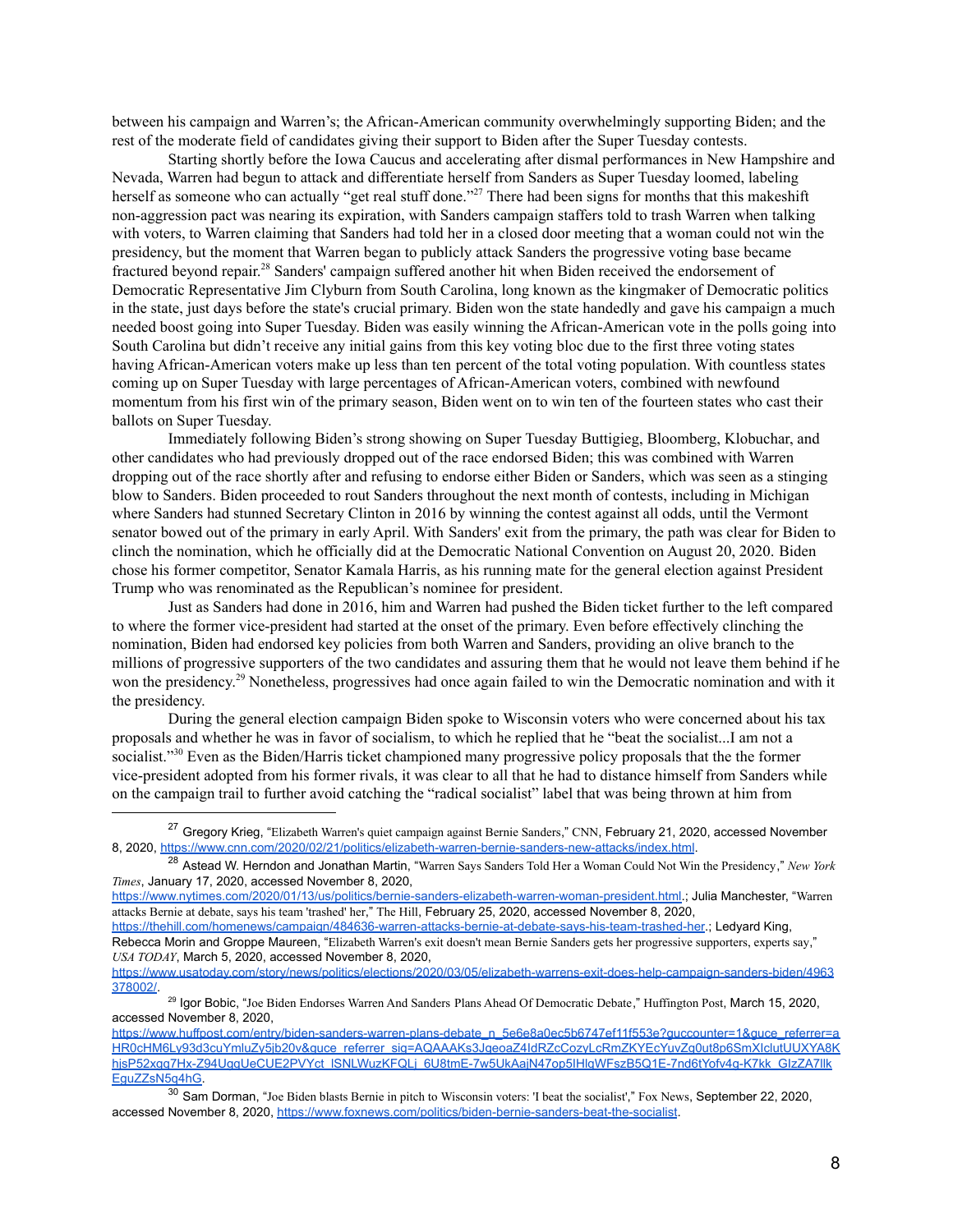between his campaign and Warren's; the African-American community overwhelmingly supporting Biden; and the rest of the moderate field of candidates giving their support to Biden after the Super Tuesday contests.

Starting shortly before the Iowa Caucus and accelerating after dismal performances in New Hampshire and Nevada, Warren had begun to attack and differentiate herself from Sanders as Super Tuesday loomed, labeling herself as someone who can actually "get real stuff done."[27] There had been signs for months that this makeshift non-aggression pact was nearing its expiration, with Sanders campaign staffers told to trash Warren when talking with voters, to Warren claiming that Sanders had told her in a closed door meeting that a woman could not win the presidency, but the moment that Warren began to publicly attack Sanders the progressive voting base became fractured beyond repair.[28] Sanders' campaign suffered another hit when Biden received the endorsement of Democratic Representative Jim Clyburn from South Carolina, long known as the kingmaker of Democratic politics in the state, just days before the state's crucial primary. Biden won the state handedly and gave his campaign a much needed boost going into Super Tuesday. Biden was easily winning the African-American vote in the polls going into South Carolina but didn't receive any initial gains from this key voting bloc due to the first three voting states having African-American voters make up less than ten percent of the total voting population. With countless states coming up on Super Tuesday with large percentages of African-American voters, combined with newfound momentum from his first win of the primary season, Biden went on to win ten of the fourteen states who cast their ballots on Super Tuesday.

Immediately following Biden's strong showing on Super Tuesday Buttigieg, Bloomberg, Klobuchar, and other candidates who had previously dropped out of the race endorsed Biden; this was combined with Warren dropping out of the race shortly after and refusing to endorse either Biden or Sanders, which was seen as a stinging blow to Sanders. Biden proceeded to rout Sanders throughout the next month of contests, including in Michigan where Sanders had stunned Secretary Clinton in 2016 by winning the contest against all odds, until the Vermont senator bowed out of the primary in early April. With Sanders' exit from the primary, the path was clear for Biden to clinch the nomination, which he officially did at the Democratic National Convention on August 20, 2020. Biden chose his former competitor, Senator Kamala Harris, as his running mate for the general election against President Trump who was renominated as the Republican's nominee for president.

Just as Sanders had done in 2016, him and Warren had pushed the Biden ticket further to the left compared to where the former vice-president had started at the onset of the primary. Even before effectively clinching the nomination, Biden had endorsed key policies from both Warren and Sanders, providing an olive branch to the millions of progressive supporters of the two candidates and assuring them that he would not leave them behind if he won the presidency.[29] Nonetheless, progressives had once again failed to win the Democratic nomination and with it the presidency.

During the general election campaign Biden spoke to Wisconsin voters who were concerned about his tax proposals and whether he was in favor of socialism, to which he replied that he "beat the socialist...I am not a socialist."[30] Even as the Biden/Harris ticket championed many progressive policy proposals that the the former vice-president adopted from his former rivals, it was clear to all that he had to distance himself from Sanders while on the campaign trail to further avoid catching the "radical socialist" label that was being thrown at him from

---

[27] Gregory Krieg, "Elizabeth Warren's quiet campaign against Bernie Sanders," CNN, February 21, 2020, accessed November 8, 2020, https://www.cnn.com/2020/02/21/politics/elizabeth-warren-bernie-sanders-new-attacks/index.html.

[28] Astead W. Herndon and Jonathan Martin, "Warren Says Sanders Told Her a Woman Could Not Win the Presidency," *New York Times*, January 17, 2020, accessed November 8, 2020, https://www.nytimes.com/2020/01/13/us/politics/bernie-sanders-elizabeth-warren-woman-president.html.; Julia Manchester, "Warren attacks Bernie at debate, says his team 'trashed' her," The Hill, February 25, 2020, accessed November 8, 2020, https://thehill.com/homenews/campaign/484636-warren-attacks-bernie-at-debate-says-his-team-trashed-her.; Ledyard King, Rebecca Morin and Groppe Maureen, "Elizabeth Warren's exit doesn't mean Bernie Sanders gets her progressive supporters, experts say," *USA TODAY*, March 5, 2020, accessed November 8, 2020, https://www.usatoday.com/story/news/politics/elections/2020/03/05/elizabeth-warrens-exit-does-help-campaign-sanders-biden/4963378002/.

[29] Igor Bobic, "Joe Biden Endorses Warren And Sanders Plans Ahead Of Democratic Debate," Huffington Post, March 15, 2020, accessed November 8, 2020, https://www.huffpost.com/entry/biden-sanders-warren-plans-debate_n_5e6e8a0ec5b6747ef11f553e?guccounter=1&guce_referrer=aHR0cHM6Ly93d3cuYmluZy5jb20v&guce_referrer_sig=AQAAAKs3JqeoaZ4ldRZcCozyLcRmZKYEcYuvZg0ut8p6SmXlclutUUXYA8KhjsP52xqg7Hx-Z94UqqUeCUE2PVYct_lSNLWuzKFQLj_6U8tmE-7w5UkAajN47op5lHlqWFszB5Q1E-7nd6tYofv4q-K7kk_GlzZA7llkEguZZsN5q4hG.

[30] Sam Dorman, "Joe Biden blasts Bernie in pitch to Wisconsin voters: 'I beat the socialist'," Fox News, September 22, 2020, accessed November 8, 2020, https://www.foxnews.com/politics/biden-bernie-sanders-beat-the-socialist.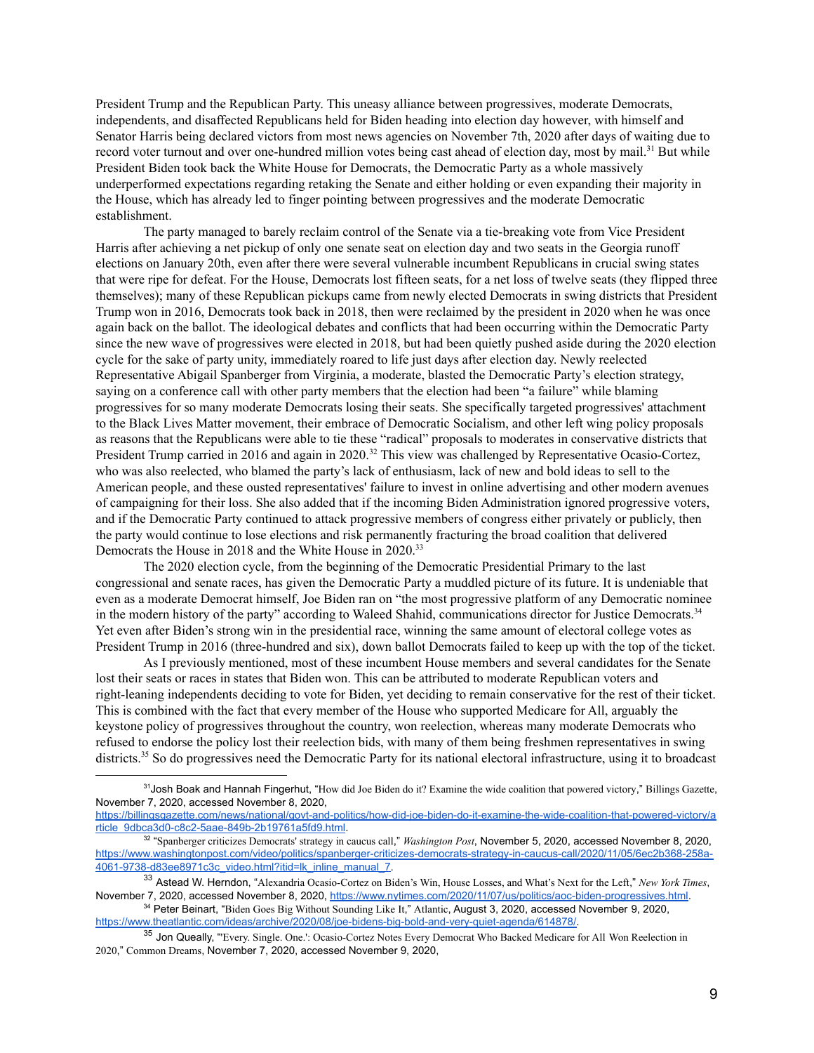President Trump and the Republican Party. This uneasy alliance between progressives, moderate Democrats, independents, and disaffected Republicans held for Biden heading into election day however, with himself and Senator Harris being declared victors from most news agencies on November 7th, 2020 after days of waiting due to record voter turnout and over one-hundred million votes being cast ahead of election day, most by mail.[31] But while President Biden took back the White House for Democrats, the Democratic Party as a whole massively underperformed expectations regarding retaking the Senate and either holding or even expanding their majority in the House, which has already led to finger pointing between progressives and the moderate Democratic establishment.

The party managed to barely reclaim control of the Senate via a tie-breaking vote from Vice President Harris after achieving a net pickup of only one senate seat on election day and two seats in the Georgia runoff elections on January 20th, even after there were several vulnerable incumbent Republicans in crucial swing states that were ripe for defeat. For the House, Democrats lost fifteen seats, for a net loss of twelve seats (they flipped three themselves); many of these Republican pickups came from newly elected Democrats in swing districts that President Trump won in 2016, Democrats took back in 2018, then were reclaimed by the president in 2020 when he was once again back on the ballot. The ideological debates and conflicts that had been occurring within the Democratic Party since the new wave of progressives were elected in 2018, but had been quietly pushed aside during the 2020 election cycle for the sake of party unity, immediately roared to life just days after election day. Newly reelected Representative Abigail Spanberger from Virginia, a moderate, blasted the Democratic Party's election strategy, saying on a conference call with other party members that the election had been "a failure" while blaming progressives for so many moderate Democrats losing their seats. She specifically targeted progressives' attachment to the Black Lives Matter movement, their embrace of Democratic Socialism, and other left wing policy proposals as reasons that the Republicans were able to tie these "radical" proposals to moderates in conservative districts that President Trump carried in 2016 and again in 2020.[32] This view was challenged by Representative Ocasio-Cortez, who was also reelected, who blamed the party's lack of enthusiasm, lack of new and bold ideas to sell to the American people, and these ousted representatives' failure to invest in online advertising and other modern avenues of campaigning for their loss. She also added that if the incoming Biden Administration ignored progressive voters, and if the Democratic Party continued to attack progressive members of congress either privately or publicly, then the party would continue to lose elections and risk permanently fracturing the broad coalition that delivered Democrats the House in 2018 and the White House in 2020.[33]

The 2020 election cycle, from the beginning of the Democratic Presidential Primary to the last congressional and senate races, has given the Democratic Party a muddled picture of its future. It is undeniable that even as a moderate Democrat himself, Joe Biden ran on "the most progressive platform of any Democratic nominee in the modern history of the party" according to Waleed Shahid, communications director for Justice Democrats.[34] Yet even after Biden's strong win in the presidential race, winning the same amount of electoral college votes as President Trump in 2016 (three-hundred and six), down ballot Democrats failed to keep up with the top of the ticket.

As I previously mentioned, most of these incumbent House members and several candidates for the Senate lost their seats or races in states that Biden won. This can be attributed to moderate Republican voters and right-leaning independents deciding to vote for Biden, yet deciding to remain conservative for the rest of their ticket. This is combined with the fact that every member of the House who supported Medicare for All, arguably the keystone policy of progressives throughout the country, won reelection, whereas many moderate Democrats who refused to endorse the policy lost their reelection bids, with many of them being freshmen representatives in swing districts.[35] So do progressives need the Democratic Party for its national electoral infrastructure, using it to broadcast

---

[31] Josh Boak and Hannah Fingerhut, "How did Joe Biden do it? Examine the wide coalition that powered victory," Billings Gazette, November 7, 2020, accessed November 8, 2020, https://billingsgazette.com/news/national/govt-and-politics/how-did-joe-biden-do-it-examine-the-wide-coalition-that-powered-victory/article_9dbca3d0-c8c2-5aae-849b-2b19761a5fd9.html.

[32] "Spanberger criticizes Democrats' strategy in caucus call," *Washington Post*, November 5, 2020, accessed November 8, 2020, https://www.washingtonpost.com/video/politics/spanberger-criticizes-democrats-strategy-in-caucus-call/2020/11/05/6ec2b368-258a-4061-9738-d83ee8971c3c_video.html?itid=lk_inline_manual_7.

[33] Astead W. Herndon, "Alexandria Ocasio-Cortez on Biden's Win, House Losses, and What's Next for the Left," *New York Times*, November 7, 2020, accessed November 8, 2020, https://www.nytimes.com/2020/11/07/us/politics/aoc-biden-progressives.html.

[34] Peter Beinart, "Biden Goes Big Without Sounding Like It," Atlantic, August 3, 2020, accessed November 9, 2020, https://www.theatlantic.com/ideas/archive/2020/08/joe-bidens-big-bold-and-very-quiet-agenda/614878/.

[35] Jon Queally, "'Every. Single. One.': Ocasio-Cortez Notes Every Democrat Who Backed Medicare for All Won Reelection in 2020," Common Dreams, November 7, 2020, accessed November 9, 2020,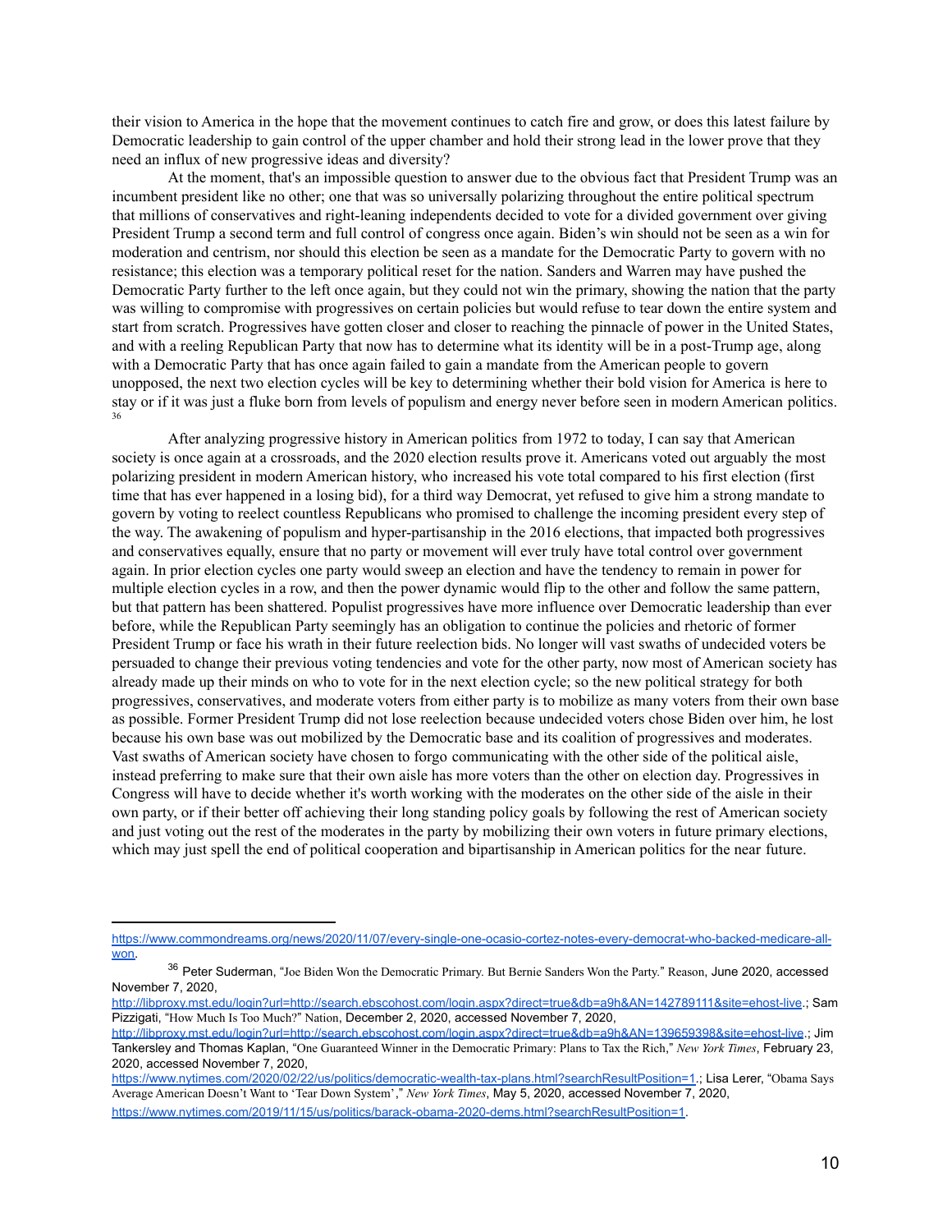their vision to America in the hope that the movement continues to catch fire and grow, or does this latest failure by Democratic leadership to gain control of the upper chamber and hold their strong lead in the lower prove that they need an influx of new progressive ideas and diversity?

At the moment, that's an impossible question to answer due to the obvious fact that President Trump was an incumbent president like no other; one that was so universally polarizing throughout the entire political spectrum that millions of conservatives and right-leaning independents decided to vote for a divided government over giving President Trump a second term and full control of congress once again. Biden's win should not be seen as a win for moderation and centrism, nor should this election be seen as a mandate for the Democratic Party to govern with no resistance; this election was a temporary political reset for the nation. Sanders and Warren may have pushed the Democratic Party further to the left once again, but they could not win the primary, showing the nation that the party was willing to compromise with progressives on certain policies but would refuse to tear down the entire system and start from scratch. Progressives have gotten closer and closer to reaching the pinnacle of power in the United States, and with a reeling Republican Party that now has to determine what its identity will be in a post-Trump age, along with a Democratic Party that has once again failed to gain a mandate from the American people to govern unopposed, the next two election cycles will be key to determining whether their bold vision for America is here to stay or if it was just a fluke born from levels of populism and energy never before seen in modern American politics.[36]

After analyzing progressive history in American politics from 1972 to today, I can say that American society is once again at a crossroads, and the 2020 election results prove it. Americans voted out arguably the most polarizing president in modern American history, who increased his vote total compared to his first election (first time that has ever happened in a losing bid), for a third way Democrat, yet refused to give him a strong mandate to govern by voting to reelect countless Republicans who promised to challenge the incoming president every step of the way. The awakening of populism and hyper-partisanship in the 2016 elections, that impacted both progressives and conservatives equally, ensure that no party or movement will ever truly have total control over government again. In prior election cycles one party would sweep an election and have the tendency to remain in power for multiple election cycles in a row, and then the power dynamic would flip to the other and follow the same pattern, but that pattern has been shattered. Populist progressives have more influence over Democratic leadership than ever before, while the Republican Party seemingly has an obligation to continue the policies and rhetoric of former President Trump or face his wrath in their future reelection bids. No longer will vast swaths of undecided voters be persuaded to change their previous voting tendencies and vote for the other party, now most of American society has already made up their minds on who to vote for in the next election cycle; so the new political strategy for both progressives, conservatives, and moderate voters from either party is to mobilize as many voters from their own base as possible. Former President Trump did not lose reelection because undecided voters chose Biden over him, he lost because his own base was out mobilized by the Democratic base and its coalition of progressives and moderates. Vast swaths of American society have chosen to forgo communicating with the other side of the political aisle, instead preferring to make sure that their own aisle has more voters than the other on election day. Progressives in Congress will have to decide whether it's worth working with the moderates on the other side of the aisle in their own party, or if their better off achieving their long standing policy goals by following the rest of American society and just voting out the rest of the moderates in the party by mobilizing their own voters in future primary elections, which may just spell the end of political cooperation and bipartisanship in American politics for the near future.

---

https://www.commondreams.org/news/2020/11/07/every-single-one-ocasio-cortez-notes-every-democrat-who-backed-medicare-all-won.

[36] Peter Suderman, "Joe Biden Won the Democratic Primary. But Bernie Sanders Won the Party." Reason, June 2020, accessed November 7, 2020, http://libproxy.mst.edu/login?url=http://search.ebscohost.com/login.aspx?direct=true&db=a9h&AN=142789111&site=ehost-live.; Sam Pizzigati, "How Much Is Too Much?" Nation, December 2, 2020, accessed November 7, 2020, http://libproxy.mst.edu/login?url=http://search.ebscohost.com/login.aspx?direct=true&db=a9h&AN=139659398&site=ehost-live.; Jim Tankersley and Thomas Kaplan, "One Guaranteed Winner in the Democratic Primary: Plans to Tax the Rich," *New York Times*, February 23, 2020, accessed November 7, 2020, https://www.nytimes.com/2020/02/22/us/politics/democratic-wealth-tax-plans.html?searchResultPosition=1.; Lisa Lerer, "Obama Says Average American Doesn't Want to 'Tear Down System'," *New York Times*, May 5, 2020, accessed November 7, 2020, https://www.nytimes.com/2019/11/15/us/politics/barack-obama-2020-dems.html?searchResultPosition=1.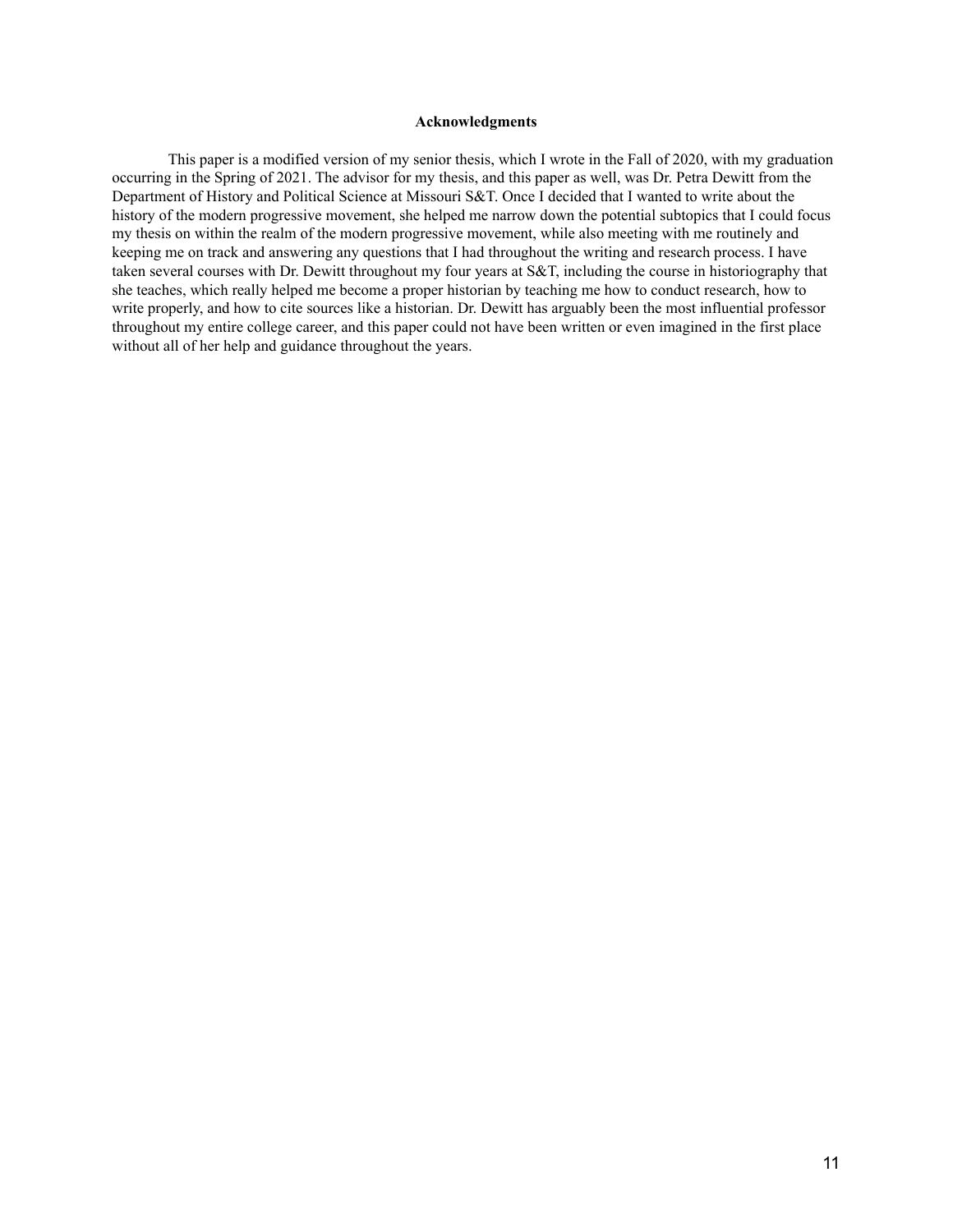## Acknowledgments

This paper is a modified version of my senior thesis, which I wrote in the Fall of 2020, with my graduation occurring in the Spring of 2021. The advisor for my thesis, and this paper as well, was Dr. Petra Dewitt from the Department of History and Political Science at Missouri S&T. Once I decided that I wanted to write about the history of the modern progressive movement, she helped me narrow down the potential subtopics that I could focus my thesis on within the realm of the modern progressive movement, while also meeting with me routinely and keeping me on track and answering any questions that I had throughout the writing and research process. I have taken several courses with Dr. Dewitt throughout my four years at S&T, including the course in historiography that she teaches, which really helped me become a proper historian by teaching me how to conduct research, how to write properly, and how to cite sources like a historian. Dr. Dewitt has arguably been the most influential professor throughout my entire college career, and this paper could not have been written or even imagined in the first place without all of her help and guidance throughout the years.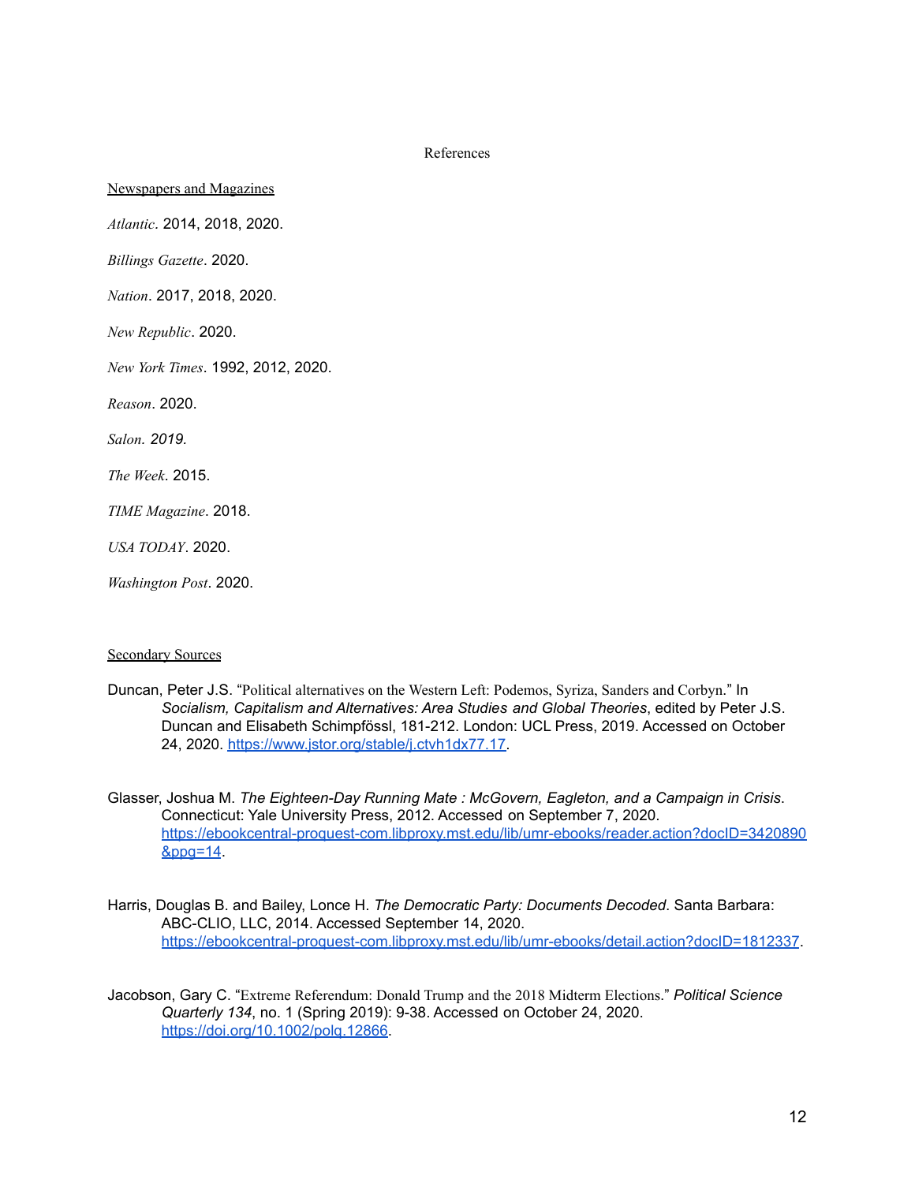# References

<u>Newspapers and Magazines</u>

*Atlantic*. 2014, 2018, 2020.

*Billings Gazette*. 2020.

*Nation*. 2017, 2018, 2020.

*New Republic*. 2020.

*New York Times*. 1992, 2012, 2020.

*Reason*. 2020.

*Salon. 2019.*

*The Week*. 2015.

*TIME Magazine*. 2018.

*USA TODAY*. 2020.

*Washington Post*. 2020.

<u>Secondary Sources</u>

Duncan, Peter J.S. "Political alternatives on the Western Left: Podemos, Syriza, Sanders and Corbyn." In *Socialism, Capitalism and Alternatives: Area Studies and Global Theories*, edited by Peter J.S. Duncan and Elisabeth Schimpfössl, 181-212. London: UCL Press, 2019. Accessed on October 24, 2020. https://www.jstor.org/stable/j.ctvh1dx77.17.

Glasser, Joshua M. *The Eighteen-Day Running Mate : McGovern, Eagleton, and a Campaign in Crisis*. Connecticut: Yale University Press, 2012. Accessed on September 7, 2020. https://ebookcentral-proquest-com.libproxy.mst.edu/lib/umr-ebooks/reader.action?docID=3420890&ppg=14.

Harris, Douglas B. and Bailey, Lonce H. *The Democratic Party: Documents Decoded*. Santa Barbara: ABC-CLIO, LLC, 2014. Accessed September 14, 2020. https://ebookcentral-proquest-com.libproxy.mst.edu/lib/umr-ebooks/detail.action?docID=1812337.

Jacobson, Gary C. "Extreme Referendum: Donald Trump and the 2018 Midterm Elections." *Political Science Quarterly 134*, no. 1 (Spring 2019): 9-38. Accessed on October 24, 2020. https://doi.org/10.1002/polq.12866.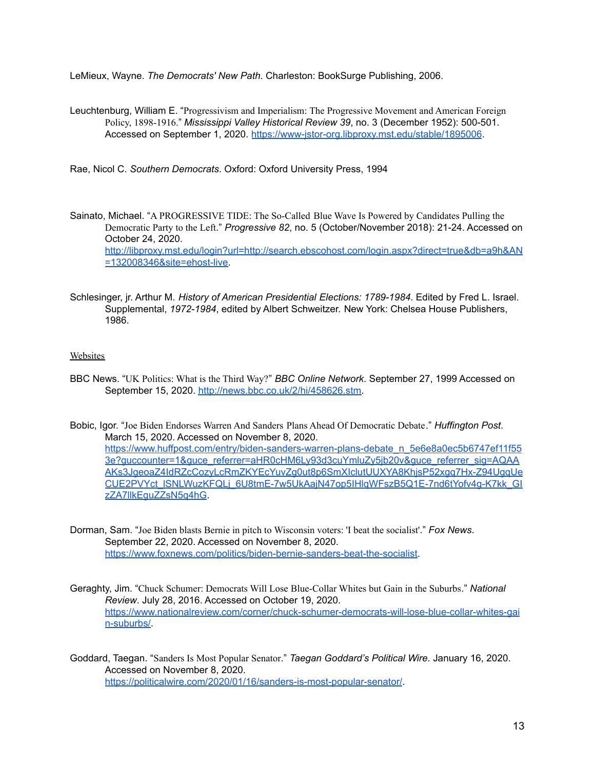LeMieux, Wayne. *The Democrats' New Path*. Charleston: BookSurge Publishing, 2006.

Leuchtenburg, William E. "Progressivism and Imperialism: The Progressive Movement and American Foreign Policy, 1898-1916." *Mississippi Valley Historical Review 39*, no. 3 (December 1952): 500-501. Accessed on September 1, 2020. https://www-jstor-org.libproxy.mst.edu/stable/1895006.

Rae, Nicol C. *Southern Democrats*. Oxford: Oxford University Press, 1994

Sainato, Michael. "A PROGRESSIVE TIDE: The So-Called Blue Wave Is Powered by Candidates Pulling the Democratic Party to the Left." *Progressive 82*, no. 5 (October/November 2018): 21-24. Accessed on October 24, 2020. http://libproxy.mst.edu/login?url=http://search.ebscohost.com/login.aspx?direct=true&db=a9h&AN=132008346&site=ehost-live.

Schlesinger, jr. Arthur M. *History of American Presidential Elections: 1789-1984*. Edited by Fred L. Israel. Supplemental, *1972-1984*, edited by Albert Schweitzer. New York: Chelsea House Publishers, 1986.

Websites

BBC News. "UK Politics: What is the Third Way?" *BBC Online Network*. September 27, 1999 Accessed on September 15, 2020. http://news.bbc.co.uk/2/hi/458626.stm.

Bobic, Igor. "Joe Biden Endorses Warren And Sanders Plans Ahead Of Democratic Debate." *Huffington Post*. March 15, 2020. Accessed on November 8, 2020. https://www.huffpost.com/entry/biden-sanders-warren-plans-debate_n_5e6e8a0ec5b6747ef11f553e?guccounter=1&guce_referrer=aHR0cHM6Ly93d3cuYmluZy5jb20v&guce_referrer_sig=AQAAAKs3JgeoaZ4IdRZcCozyLcRmZKYEcYuvZg0ut8p6SmXIclutUUXYA8KhjsP52xgq7Hx-Z94UggUeCUE2PVYct_lSNLWuzKFQLj_6U8tmE-7w5UkAajN47op5IHlqWFszB5Q1E-7nd6tYofv4g-K7kk_GIzZA7llkEguZZsN5q4hG.

Dorman, Sam. "Joe Biden blasts Bernie in pitch to Wisconsin voters: 'I beat the socialist'." *Fox News*. September 22, 2020. Accessed on November 8, 2020. https://www.foxnews.com/politics/biden-bernie-sanders-beat-the-socialist.

Geraghty, Jim. "Chuck Schumer: Democrats Will Lose Blue-Collar Whites but Gain in the Suburbs." *National Review*. July 28, 2016. Accessed on October 19, 2020. https://www.nationalreview.com/corner/chuck-schumer-democrats-will-lose-blue-collar-whites-gain-suburbs/.

Goddard, Taegan. "Sanders Is Most Popular Senator." *Taegan Goddard's Political Wire*. January 16, 2020. Accessed on November 8, 2020. https://politicalwire.com/2020/01/16/sanders-is-most-popular-senator/.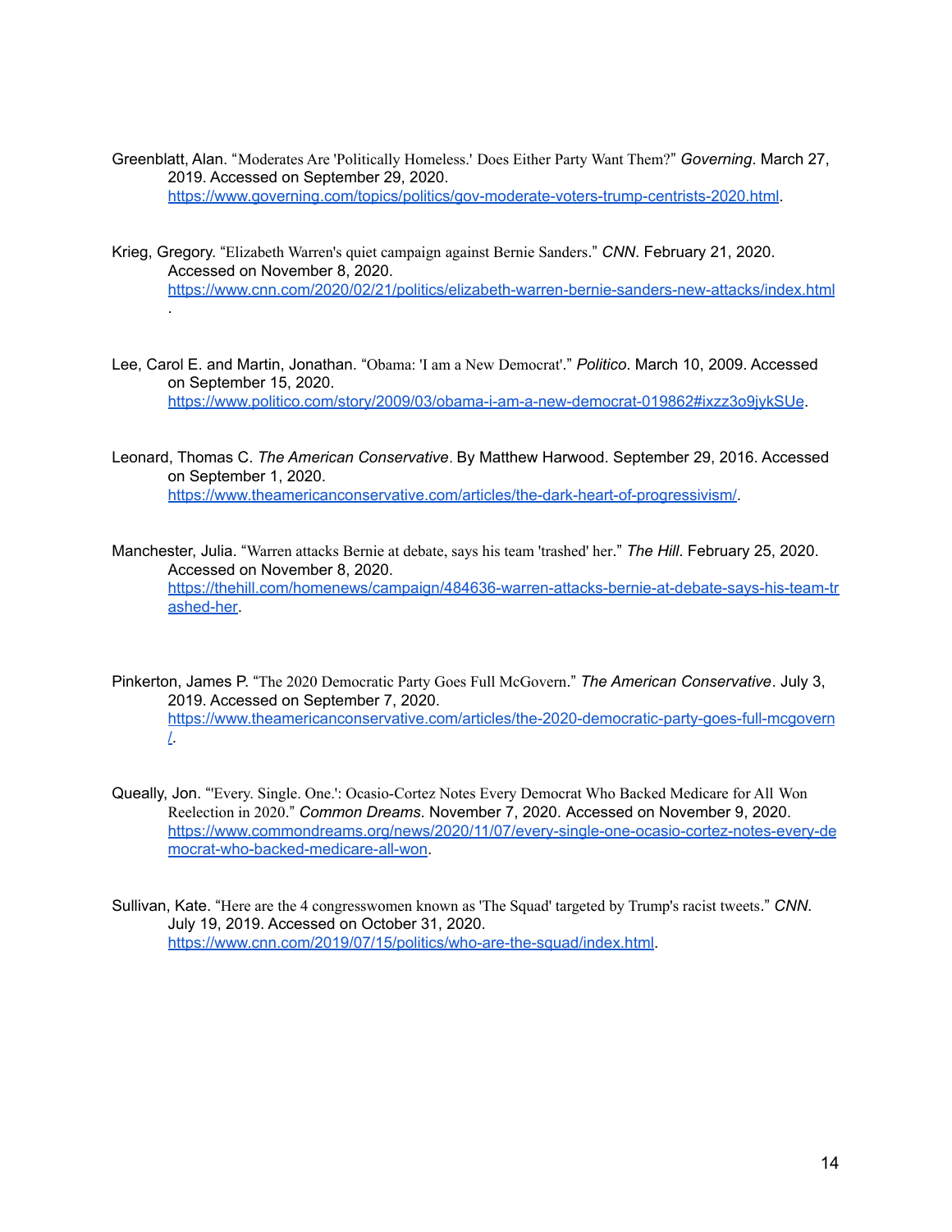Greenblatt, Alan. "Moderates Are 'Politically Homeless.' Does Either Party Want Them?" *Governing*. March 27, 2019. Accessed on September 29, 2020. https://www.governing.com/topics/politics/gov-moderate-voters-trump-centrists-2020.html.

Krieg, Gregory. "Elizabeth Warren's quiet campaign against Bernie Sanders." *CNN*. February 21, 2020. Accessed on November 8, 2020. https://www.cnn.com/2020/02/21/politics/elizabeth-warren-bernie-sanders-new-attacks/index.html.

Lee, Carol E. and Martin, Jonathan. "Obama: 'I am a New Democrat'." *Politico*. March 10, 2009. Accessed on September 15, 2020. https://www.politico.com/story/2009/03/obama-i-am-a-new-democrat-019862#ixzz3o9jykSUe.

Leonard, Thomas C. *The American Conservative*. By Matthew Harwood. September 29, 2016. Accessed on September 1, 2020. https://www.theamericanconservative.com/articles/the-dark-heart-of-progressivism/.

Manchester, Julia. "Warren attacks Bernie at debate, says his team 'trashed' her." *The Hill*. February 25, 2020. Accessed on November 8, 2020. https://thehill.com/homenews/campaign/484636-warren-attacks-bernie-at-debate-says-his-team-trashed-her.

Pinkerton, James P. "The 2020 Democratic Party Goes Full McGovern." *The American Conservative*. July 3, 2019. Accessed on September 7, 2020. https://www.theamericanconservative.com/articles/the-2020-democratic-party-goes-full-mcgovern/.

Queally, Jon. "'Every. Single. One.': Ocasio-Cortez Notes Every Democrat Who Backed Medicare for All Won Reelection in 2020." *Common Dreams*. November 7, 2020. Accessed on November 9, 2020. https://www.commondreams.org/news/2020/11/07/every-single-one-ocasio-cortez-notes-every-democrat-who-backed-medicare-all-won.

Sullivan, Kate. "Here are the 4 congresswomen known as 'The Squad' targeted by Trump's racist tweets." *CNN*. July 19, 2019. Accessed on October 31, 2020. https://www.cnn.com/2019/07/15/politics/who-are-the-squad/index.html.